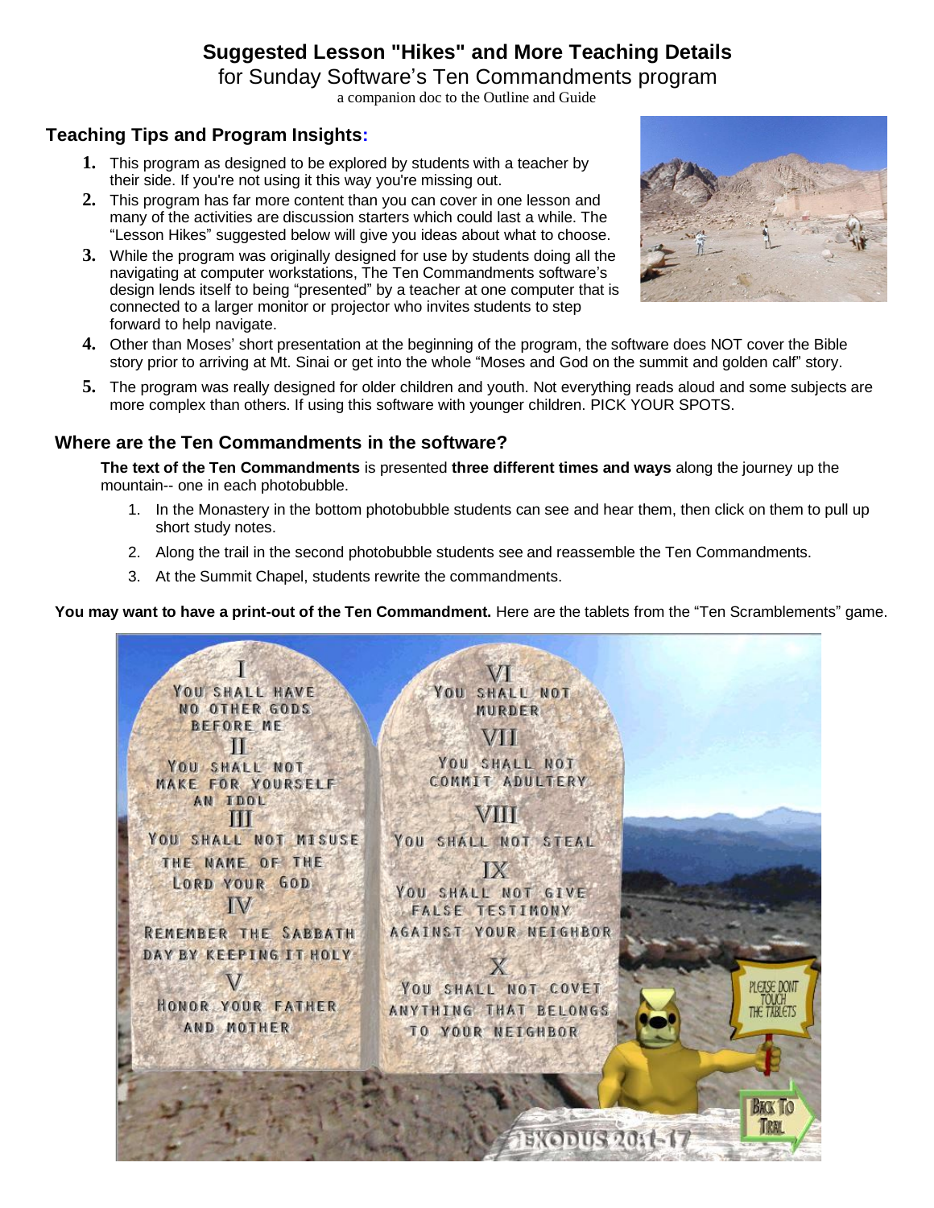# Suggested Lesson "Hikes" and More Teaching Details

for Sunday Software's Ten Commandments program

a companion doc to the Outline and Guide

## Teaching Tips and Program Insights:

1. This program as designed to be explored by students with a teacher by their side. If you're not using it this way you're missing out.
2. This program has far more content than you can cover in one lesson and many of the activities are discussion starters which could last a while. The "Lesson Hikes" suggested below will give you ideas about what to choose.
3. While the program was originally designed for use by students doing all the navigating at computer workstations, The Ten Commandments software's design lends itself to being "presented" by a teacher at one computer that is connected to a larger monitor or projector who invites students to step forward to help navigate.
4. Other than Moses' short presentation at the beginning of the program, the software does NOT cover the Bible story prior to arriving at Mt. Sinai or get into the whole "Moses and God on the summit and golden calf" story.
5. The program was really designed for older children and youth. Not everything reads aloud and some subjects are more complex than others. If using this software with younger children. PICK YOUR SPOTS.

## Where are the Ten Commandments in the software?

**The text of the Ten Commandments** is presented **three different times and ways** along the journey up the mountain-- one in each photobubble.

1. In the Monastery in the bottom photobubble students can see and hear them, then click on them to pull up short study notes.
2. Along the trail in the second photobubble students see and reassemble the Ten Commandments.
3. At the Summit Chapel, students rewrite the commandments.

**You may want to have a print-out of the Ten Commandment.** Here are the tablets from the "Ten Scramblements" game.

I
YOU SHALL HAVE NO OTHER GODS BEFORE ME

II
YOU SHALL NOT MAKE FOR YOURSELF AN IDOL

III
YOU SHALL NOT MISUSE THE NAME OF THE LORD YOUR GOD

IV
REMEMBER THE SABBATH DAY BY KEEPING IT HOLY

V
HONOR YOUR FATHER AND MOTHER

VI
YOU SHALL NOT MURDER

VII
YOU SHALL NOT COMMIT ADULTERY

VIII
YOU SHALL NOT STEAL

IX
YOU SHALL NOT GIVE FALSE TESTIMONY AGAINST YOUR NEIGHBOR

X
YOU SHALL NOT COVET ANYTHING THAT BELONGS TO YOUR NEIGHBOR

PLEASE DONT TOUCH THE TABLETS

BACK TO TRAIL

EXODUS 20:1-17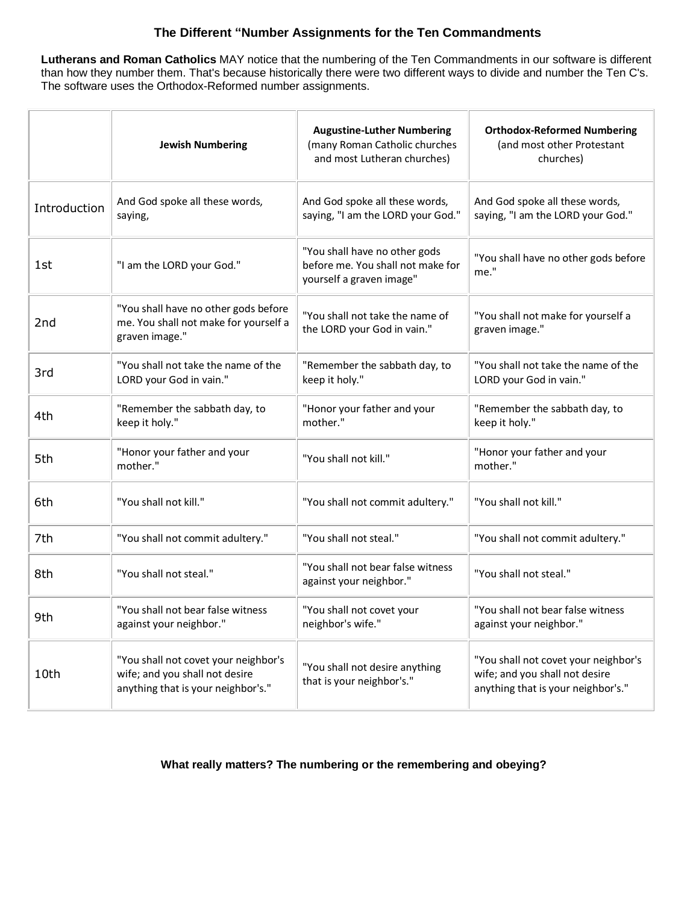## The Different “Number Assignments for the Ten Commandments

**Lutherans and Roman Catholics** MAY notice that the numbering of the Ten Commandments in our software is different than how they number them. That's because historically there were two different ways to divide and number the Ten C's. The software uses the Orthodox-Reformed number assignments.

| | **Jewish Numbering** | **Augustine-Luther Numbering** (many Roman Catholic churches and most Lutheran churches) | **Orthodox-Reformed Numbering** (and most other Protestant churches) |
|---|---|---|---|
| Introduction | And God spoke all these words, saying, | And God spoke all these words, saying, "I am the LORD your God." | And God spoke all these words, saying, "I am the LORD your God." |
| 1st | "I am the LORD your God." | "You shall have no other gods before me. You shall not make for yourself a graven image" | "You shall have no other gods before me." |
| 2nd | "You shall have no other gods before me. You shall not make for yourself a graven image." | "You shall not take the name of the LORD your God in vain." | "You shall not make for yourself a graven image." |
| 3rd | "You shall not take the name of the LORD your God in vain." | "Remember the sabbath day, to keep it holy." | "You shall not take the name of the LORD your God in vain." |
| 4th | "Remember the sabbath day, to keep it holy." | "Honor your father and your mother." | "Remember the sabbath day, to keep it holy." |
| 5th | "Honor your father and your mother." | "You shall not kill." | "Honor your father and your mother." |
| 6th | "You shall not kill." | "You shall not commit adultery." | "You shall not kill." |
| 7th | "You shall not commit adultery." | "You shall not steal." | "You shall not commit adultery." |
| 8th | "You shall not steal." | "You shall not bear false witness against your neighbor." | "You shall not steal." |
| 9th | "You shall not bear false witness against your neighbor." | "You shall not covet your neighbor's wife." | "You shall not bear false witness against your neighbor." |
| 10th | "You shall not covet your neighbor's wife; and you shall not desire anything that is your neighbor's." | "You shall not desire anything that is your neighbor's." | "You shall not covet your neighbor's wife; and you shall not desire anything that is your neighbor's." |

**What really matters? The numbering or the remembering and obeying?**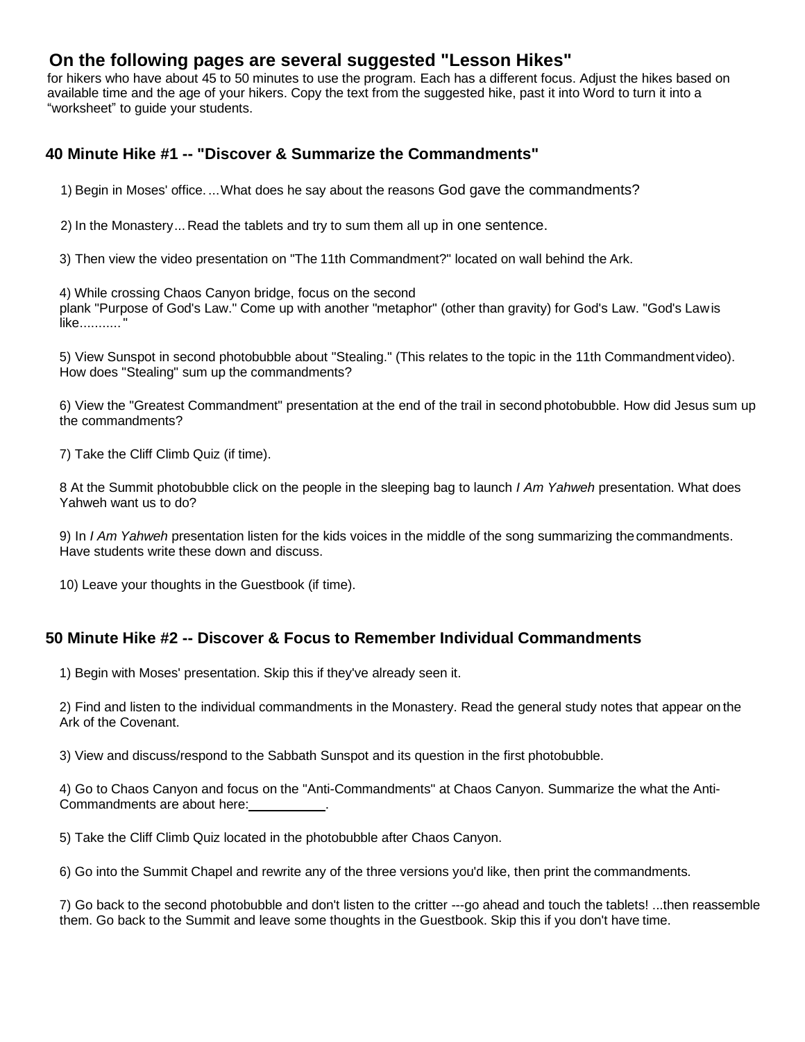## On the following pages are several suggested "Lesson Hikes"

for hikers who have about 45 to 50 minutes to use the program. Each has a different focus. Adjust the hikes based on available time and the age of your hikers. Copy the text from the suggested hike, past it into Word to turn it into a "worksheet" to guide your students.

### 40 Minute Hike #1 -- "Discover & Summarize the Commandments"

1) Begin in Moses' office. ...What does he say about the reasons God gave the commandments?

2) In the Monastery... Read the tablets and try to sum them all up in one sentence.

3) Then view the video presentation on "The 11th Commandment?" located on wall behind the Ark.

4) While crossing Chaos Canyon bridge, focus on the second plank "Purpose of God's Law." Come up with another "metaphor" (other than gravity) for God's Law. "God's Law is like..........."

5) View Sunspot in second photobubble about "Stealing." (This relates to the topic in the 11th Commandment video). How does "Stealing" sum up the commandments?

6) View the "Greatest Commandment" presentation at the end of the trail in second photobubble. How did Jesus sum up the commandments?

7) Take the Cliff Climb Quiz (if time).

8 At the Summit photobubble click on the people in the sleeping bag to launch *I Am Yahweh* presentation. What does Yahweh want us to do?

9) In *I Am Yahweh* presentation listen for the kids voices in the middle of the song summarizing the commandments. Have students write these down and discuss.

10) Leave your thoughts in the Guestbook (if time).

### 50 Minute Hike #2 -- Discover & Focus to Remember Individual Commandments

1) Begin with Moses' presentation. Skip this if they've already seen it.

2) Find and listen to the individual commandments in the Monastery. Read the general study notes that appear on the Ark of the Covenant.

3) View and discuss/respond to the Sabbath Sunspot and its question in the first photobubble.

4) Go to Chaos Canyon and focus on the "Anti-Commandments" at Chaos Canyon. Summarize the what the Anti-Commandments are about here:__________.

5) Take the Cliff Climb Quiz located in the photobubble after Chaos Canyon.

6) Go into the Summit Chapel and rewrite any of the three versions you'd like, then print the commandments.

7) Go back to the second photobubble and don't listen to the critter ---go ahead and touch the tablets! ...then reassemble them. Go back to the Summit and leave some thoughts in the Guestbook. Skip this if you don't have time.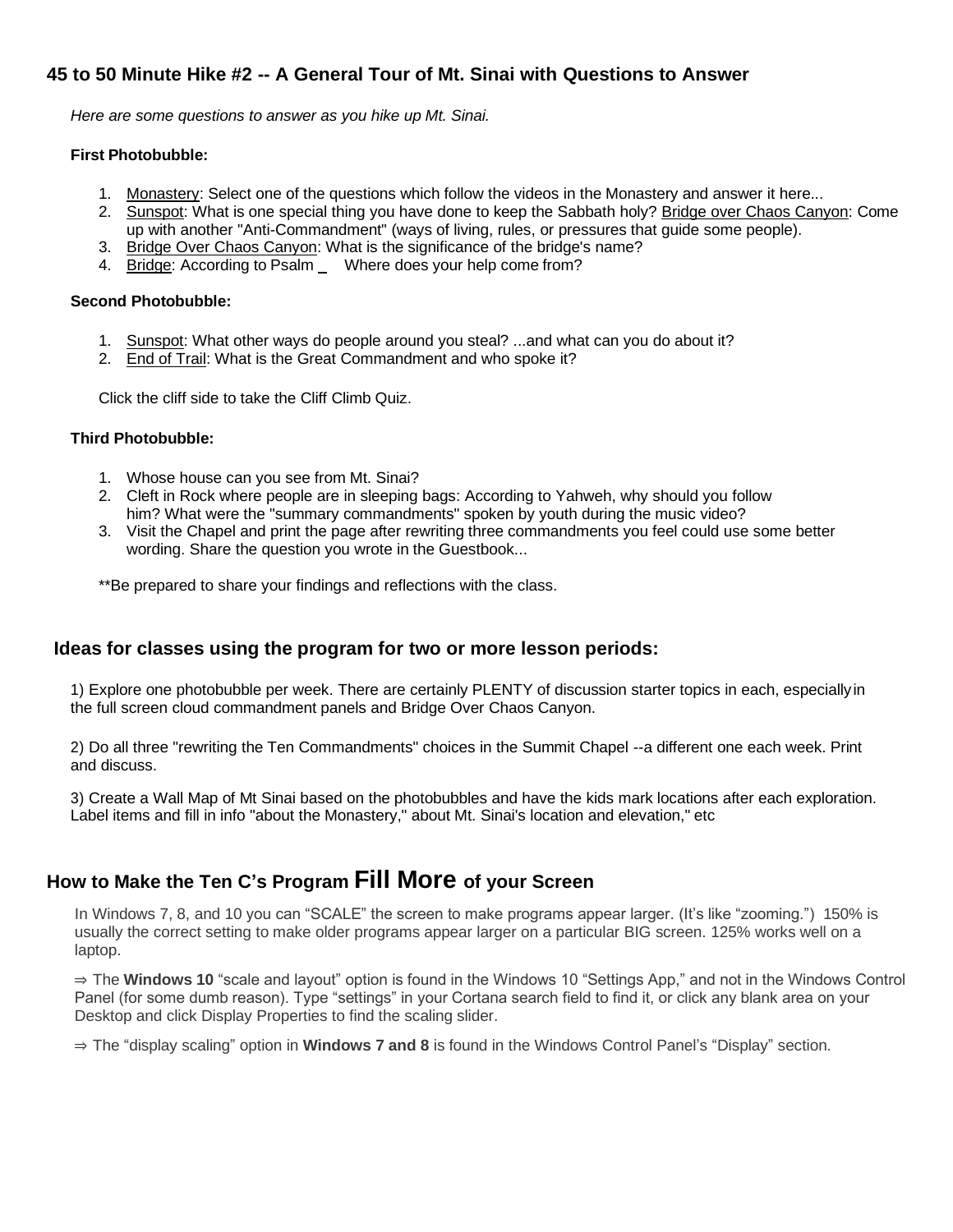## 45 to 50 Minute Hike #2 -- A General Tour of Mt. Sinai with Questions to Answer

*Here are some questions to answer as you hike up Mt. Sinai.*

**First Photobubble:**

1. Monastery: Select one of the questions which follow the videos in the Monastery and answer it here...
2. Sunspot: What is one special thing you have done to keep the Sabbath holy? Bridge over Chaos Canyon: Come up with another "Anti-Commandment" (ways of living, rules, or pressures that guide some people).
3. Bridge Over Chaos Canyon: What is the significance of the bridge's name?
4. Bridge: According to Psalm _ Where does your help come from?

**Second Photobubble:**

1. Sunspot: What other ways do people around you steal? ...and what can you do about it?
2. End of Trail: What is the Great Commandment and who spoke it?

Click the cliff side to take the Cliff Climb Quiz.

**Third Photobubble:**

1. Whose house can you see from Mt. Sinai?
2. Cleft in Rock where people are in sleeping bags: According to Yahweh, why should you follow him? What were the "summary commandments" spoken by youth during the music video?
3. Visit the Chapel and print the page after rewriting three commandments you feel could use some better wording. Share the question you wrote in the Guestbook...

**Be prepared to share your findings and reflections with the class.

## Ideas for classes using the program for two or more lesson periods:

1) Explore one photobubble per week. There are certainly PLENTY of discussion starter topics in each, especially in the full screen cloud commandment panels and Bridge Over Chaos Canyon.

2) Do all three "rewriting the Ten Commandments" choices in the Summit Chapel --a different one each week. Print and discuss.

3) Create a Wall Map of Mt Sinai based on the photobubbles and have the kids mark locations after each exploration. Label items and fill in info "about the Monastery," about Mt. Sinai's location and elevation," etc

## How to Make the Ten C's Program Fill More of your Screen

In Windows 7, 8, and 10 you can "SCALE" the screen to make programs appear larger. (It's like "zooming.") 150% is usually the correct setting to make older programs appear larger on a particular BIG screen. 125% works well on a laptop.

⇒ The **Windows 10** "scale and layout" option is found in the Windows 10 "Settings App," and not in the Windows Control Panel (for some dumb reason). Type "settings" in your Cortana search field to find it, or click any blank area on your Desktop and click Display Properties to find the scaling slider.

⇒ The "display scaling" option in **Windows 7 and 8** is found in the Windows Control Panel's "Display" section.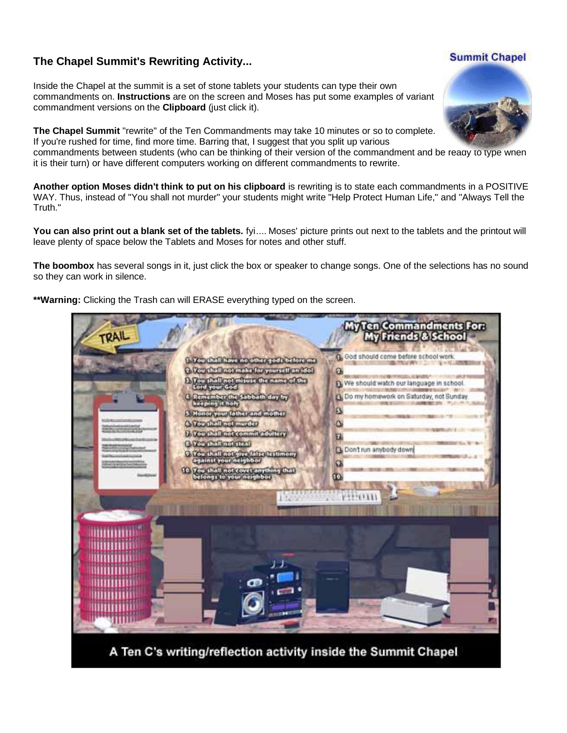## The Chapel Summit's Rewriting Activity...

Inside the Chapel at the summit is a set of stone tablets your students can type their own commandments on. **Instructions** are on the screen and Moses has put some examples of variant commandment versions on the **Clipboard** (just click it).

**The Chapel Summit** "rewrite" of the Ten Commandments may take 10 minutes or so to complete. If you're rushed for time, find more time. Barring that, I suggest that you split up various commandments between students (who can be thinking of their version of the commandment and be ready to type when it is their turn) or have different computers working on different commandments to rewrite.

**Another option Moses didn't think to put on his clipboard** is rewriting is to state each commandments in a POSITIVE WAY. Thus, instead of "You shall not murder" your students might write "Help Protect Human Life," and "Always Tell the Truth."

**You can also print out a blank set of the tablets.** fyi.... Moses' picture prints out next to the tablets and the printout will leave plenty of space below the Tablets and Moses for notes and other stuff.

**The boombox** has several songs in it, just click the box or speaker to change songs. One of the selections has no sound so they can work in silence.

****Warning:** Clicking the Trash can will ERASE everything typed on the screen.

A Ten C's writing/reflection activity inside the Summit Chapel